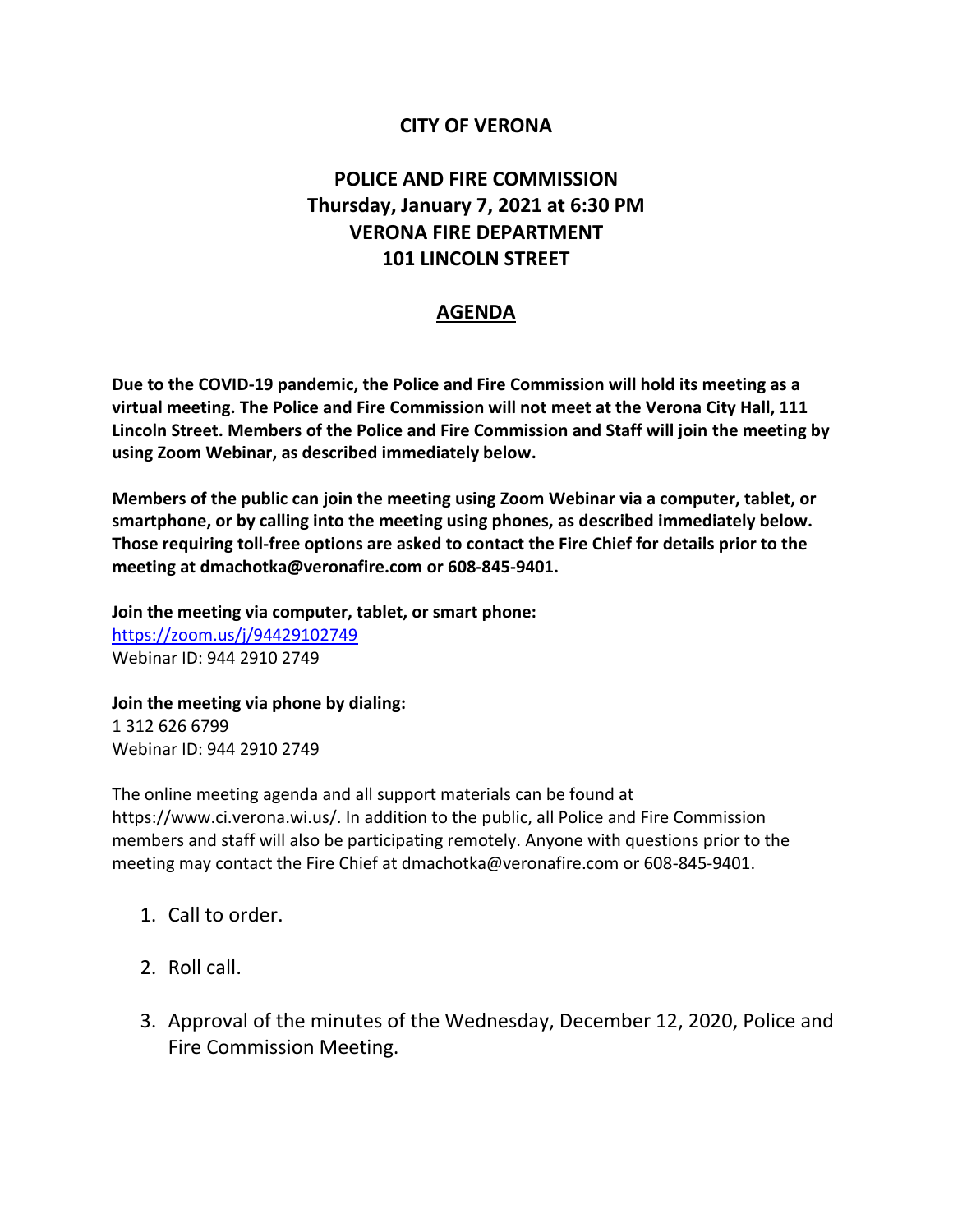# CITY OF VERONA

## POLICE AND FIRE COMMISSION
## Thursday, January 7, 2021 at 6:30 PM
## VERONA FIRE DEPARTMENT
## 101 LINCOLN STREET

## AGENDA

**Due to the COVID-19 pandemic, the Police and Fire Commission will hold its meeting as a virtual meeting. The Police and Fire Commission will not meet at the Verona City Hall, 111 Lincoln Street. Members of the Police and Fire Commission and Staff will join the meeting by using Zoom Webinar, as described immediately below.**

**Members of the public can join the meeting using Zoom Webinar via a computer, tablet, or smartphone, or by calling into the meeting using phones, as described immediately below. Those requiring toll-free options are asked to contact the Fire Chief for details prior to the meeting at dmachotka@veronafire.com or 608-845-9401.**

**Join the meeting via computer, tablet, or smart phone:**
https://zoom.us/j/94429102749
Webinar ID: 944 2910 2749

**Join the meeting via phone by dialing:**
1 312 626 6799
Webinar ID: 944 2910 2749

The online meeting agenda and all support materials can be found at https://www.ci.verona.wi.us/. In addition to the public, all Police and Fire Commission members and staff will also be participating remotely. Anyone with questions prior to the meeting may contact the Fire Chief at dmachotka@veronafire.com or 608-845-9401.

1. Call to order.

2. Roll call.

3. Approval of the minutes of the Wednesday, December 12, 2020, Police and Fire Commission Meeting.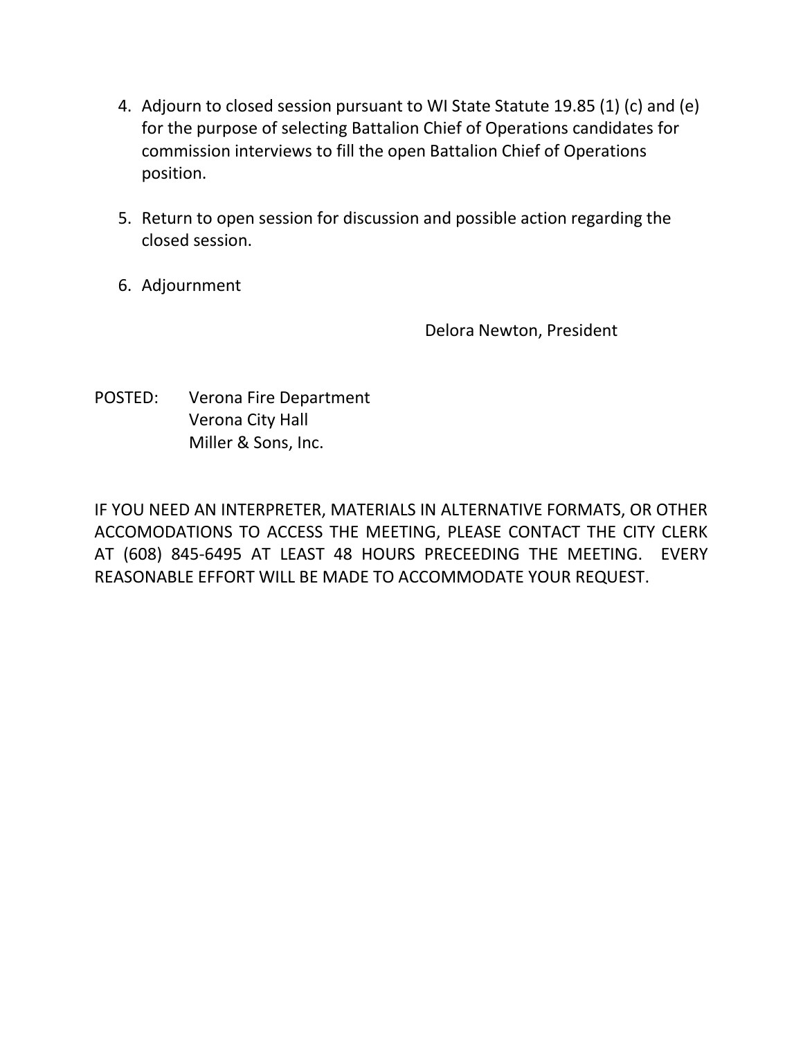4. Adjourn to closed session pursuant to WI State Statute 19.85 (1) (c) and (e) for the purpose of selecting Battalion Chief of Operations candidates for commission interviews to fill the open Battalion Chief of Operations position.

5. Return to open session for discussion and possible action regarding the closed session.

6. Adjournment

Delora Newton, President

POSTED: Verona Fire Department
Verona City Hall
Miller & Sons, Inc.

IF YOU NEED AN INTERPRETER, MATERIALS IN ALTERNATIVE FORMATS, OR OTHER ACCOMODATIONS TO ACCESS THE MEETING, PLEASE CONTACT THE CITY CLERK AT (608) 845-6495 AT LEAST 48 HOURS PRECEEDING THE MEETING. EVERY REASONABLE EFFORT WILL BE MADE TO ACCOMMODATE YOUR REQUEST.